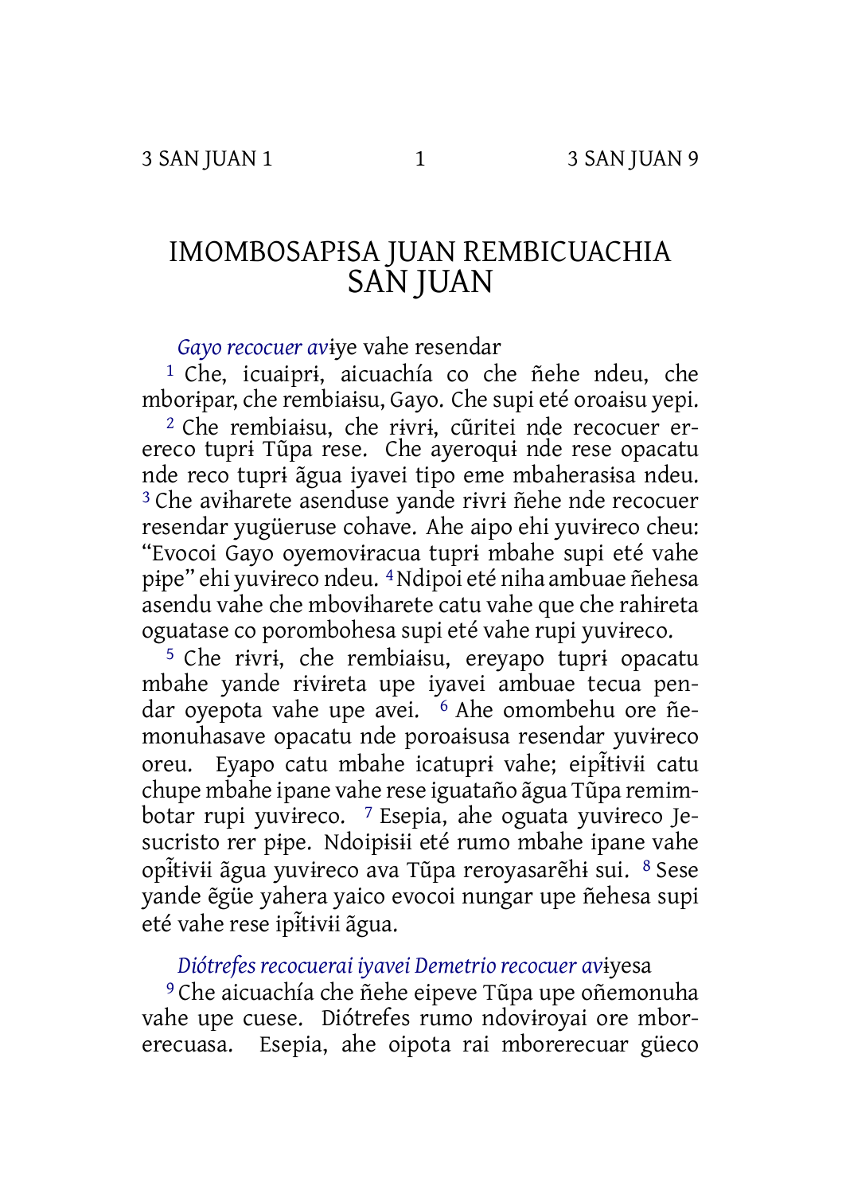# IMOMBOSAPɨSA JUAN REMBICUACHIA
# SAN JUAN

*Gayo recocuer av*ɨye vahe resendar

[1] Che, icuaiprɨ, aicuachía co che ñehe ndeu, che mborɨpar, che rembiaɨsu, Gayo. Che supi eté oroaɨsu yepi. [2] Che rembiaɨsu, che rɨvrɨ, cũritei nde recocuer erereco tuprɨ Tũpa rese. Che ayeroquɨ nde rese opacatu nde reco tuprɨ ãgua iyavei tipo eme mbaherasɨsa ndeu. [3] Che avɨharete asenduse yande rɨvrɨ ñehe nde recocuer resendar yugüeruse cohave. Ahe aipo ehi yuvɨreco cheu: "Evocoi Gayo oyemovɨracua tuprɨ mbahe supi eté vahe pɨpe" ehi yuvɨreco ndeu. [4] Ndipoi eté niha ambuae ñehesa asendu vahe che mbovɨharete catu vahe que che rahɨreta oguatase co porombohesa supi eté vahe rupi yuvɨreco.

[5] Che rɨvrɨ, che rembiaɨsu, ereyapo tuprɨ opacatu mbahe yande rɨvɨreta upe iyavei ambuae tecua pendar oyepota vahe upe avei. [6] Ahe omombehu ore ñemonuhasave opacatu nde poroaɨsusa resendar yuvɨreco oreu. Eyapo catu mbahe icatuprɨ vahe; eipɨ̃tɨvɨi catu chupe mbahe ipane vahe rese iguataño ãgua Tũpa remimbotar rupi yuvɨreco. [7] Esepia, ahe oguata yuvɨreco Jesucristo rer pɨpe. Ndoipɨsɨi eté rumo mbahe ipane vahe opɨ̃tɨvɨi ãgua yuvɨreco ava Tũpa reroyasarẽhɨ sui. [8] Sese yande ẽgüe yahera yaico evocoi nungar upe ñehesa supi eté vahe rese ipɨ̃tɨvɨi ãgua.

*Diótrefes recocuerai iyavei Demetrio recocuer av*ɨyesa

[9] Che aicuachía che ñehe eipeve Tũpa upe oñemonuha vahe upe cuese. Diótrefes rumo ndovɨroyai ore mborerecuasa. Esepia, ahe oipota rai mborerecuar güeco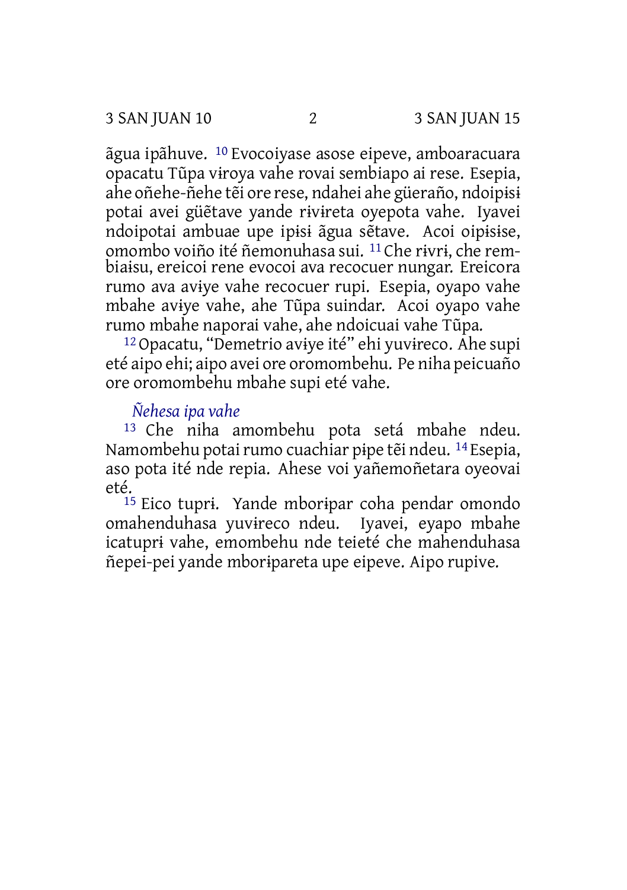ãgua ipãhuve. [10] Evocoiyase asose eipeve, amboaracuara opacatu Tũpa vɨroya vahe rovai sembiapo ai rese. Esepia, ahe oñehe-ñehe tẽi ore rese, ndahei ahe güeraño, ndoipɨsɨ potai avei güẽtave yande rɨvɨreta oyepota vahe. Iyavei ndoipotai ambuae upe ipɨsɨ ãgua sẽtave. Acoi oipɨsɨse, omombo voiño ité ñemonuhasa sui. [11] Che rɨvrɨ, che rembiaɨsu, ereicoi rene evocoi ava recocuer nungar. Ereicora rumo ava avɨye vahe recocuer rupi. Esepia, oyapo vahe mbahe avɨye vahe, ahe Tũpa suindar. Acoi oyapo vahe rumo mbahe naporai vahe, ahe ndoicuai vahe Tũpa.

[12] Opacatu, "Demetrio avɨye ité" ehi yuvɨreco. Ahe supi eté aipo ehi; aipo avei ore oromombehu. Pe niha peicuaño ore oromombehu mbahe supi eté vahe.

### *Ñehesa ipa vahe*

[13] Che niha amombehu pota setá mbahe ndeu. Namombehu potai rumo cuachiar pɨpe tẽi ndeu. [14] Esepia, aso pota ité nde repia. Ahese voi yañemoñetara oyeovai eté.

[15] Eico tuprɨ. Yande mborɨpar coha pendar omondo omahenduhasa yuvɨreco ndeu. Iyavei, eyapo mbahe icatuprɨ vahe, emombehu nde teieté che mahenduhasa ñepei-pei yande mborɨpareta upe eipeve. Aipo rupive.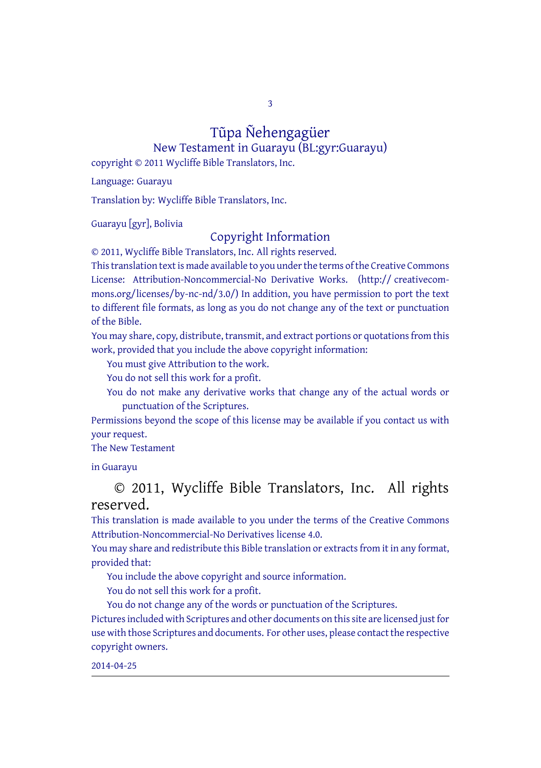# Tũpa Ñehengagüer

## New Testament in Guarayu (BL:gyr:Guarayu)

copyright © 2011 Wycliffe Bible Translators, Inc.

Language: Guarayu

Translation by: Wycliffe Bible Translators, Inc.

Guarayu [gyr], Bolivia

## Copyright Information

© 2011, Wycliffe Bible Translators, Inc. All rights reserved.

This translation text is made available to you under the terms of the Creative Commons License: Attribution-Noncommercial-No Derivative Works. (http:// creativecommons.org/licenses/by-nc-nd/3.0/) In addition, you have permission to port the text to different file formats, as long as you do not change any of the text or punctuation of the Bible.

You may share, copy, distribute, transmit, and extract portions or quotations from this work, provided that you include the above copyright information:

You must give Attribution to the work.

You do not sell this work for a profit.

You do not make any derivative works that change any of the actual words or punctuation of the Scriptures.

Permissions beyond the scope of this license may be available if you contact us with your request.

The New Testament

in Guarayu

© 2011, Wycliffe Bible Translators, Inc. All rights reserved.

This translation is made available to you under the terms of the Creative Commons Attribution-Noncommercial-No Derivatives license 4.0.

You may share and redistribute this Bible translation or extracts from it in any format, provided that:

You include the above copyright and source information.

You do not sell this work for a profit.

You do not change any of the words or punctuation of the Scriptures.

Pictures included with Scriptures and other documents on this site are licensed just for use with those Scriptures and documents. For other uses, please contact the respective copyright owners.

2014-04-25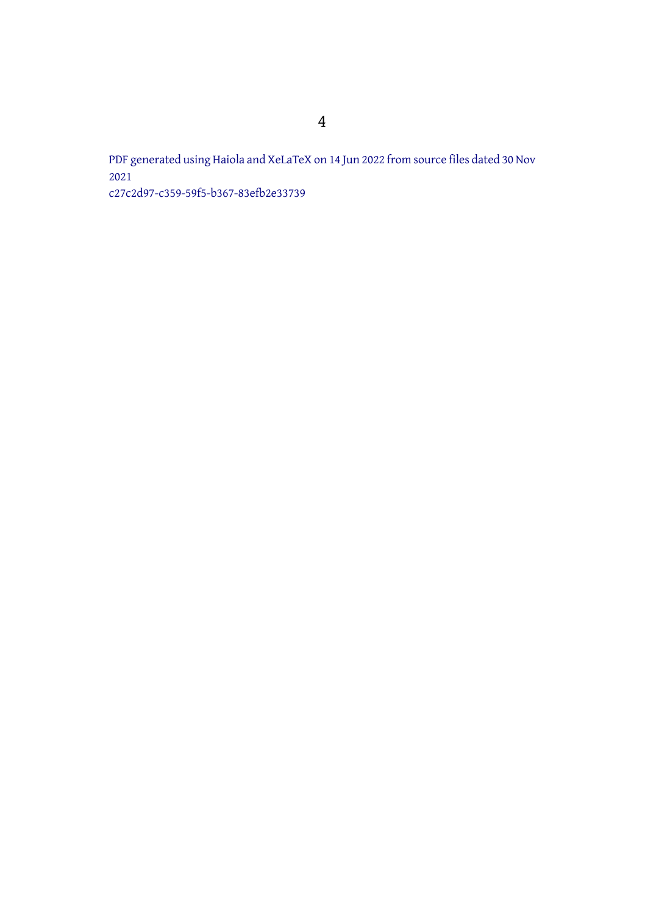PDF generated using Haiola and XeLaTeX on 14 Jun 2022 from source files dated 30 Nov 2021
c27c2d97-c359-59f5-b367-83efb2e33739